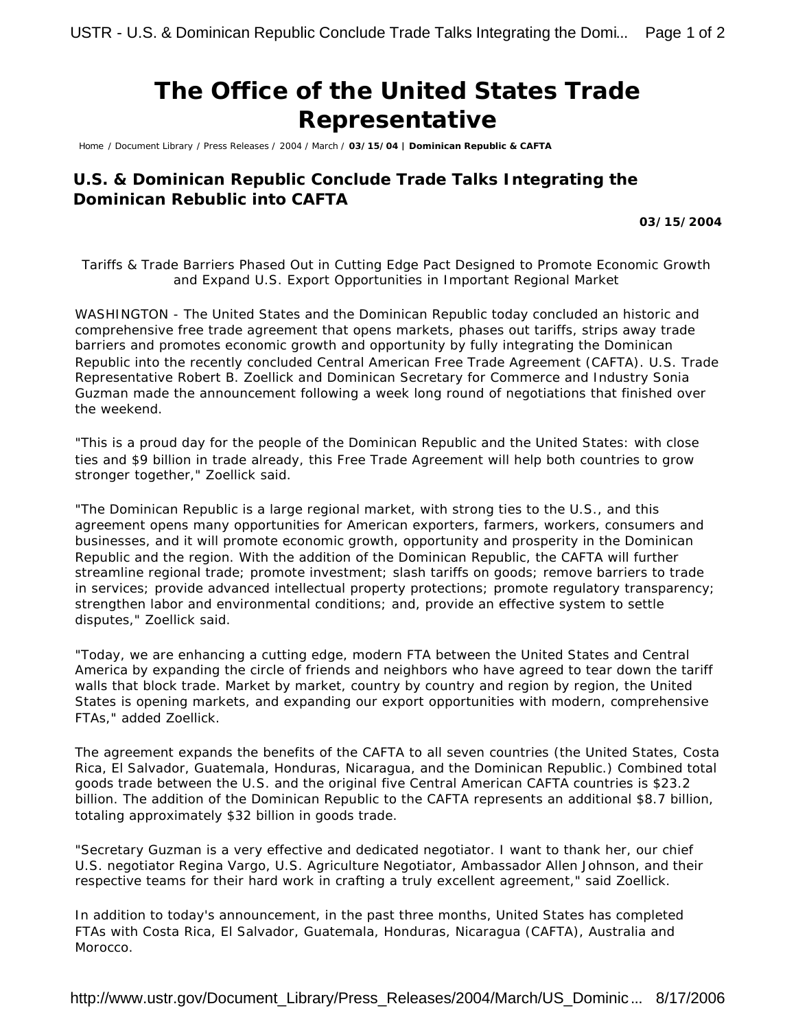# The Office of the United States Trade Representative

Home / Document Library / Press Releases / 2004 / March / **03/15/04 | Dominican Republic & CAFTA**

## U.S. & Dominican Republic Conclude Trade Talks Integrating the Dominican Rebublic into CAFTA

**03/15/2004**

Tariffs & Trade Barriers Phased Out in Cutting Edge Pact Designed to Promote Economic Growth and Expand U.S. Export Opportunities in Important Regional Market

WASHINGTON - The United States and the Dominican Republic today concluded an historic and comprehensive free trade agreement that opens markets, phases out tariffs, strips away trade barriers and promotes economic growth and opportunity by fully integrating the Dominican Republic into the recently concluded Central American Free Trade Agreement (CAFTA). U.S. Trade Representative Robert B. Zoellick and Dominican Secretary for Commerce and Industry Sonia Guzman made the announcement following a week long round of negotiations that finished over the weekend.

"This is a proud day for the people of the Dominican Republic and the United States: with close ties and $9 billion in trade already, this Free Trade Agreement will help both countries to grow stronger together," Zoellick said.

"The Dominican Republic is a large regional market, with strong ties to the U.S., and this agreement opens many opportunities for American exporters, farmers, workers, consumers and businesses, and it will promote economic growth, opportunity and prosperity in the Dominican Republic and the region. With the addition of the Dominican Republic, the CAFTA will further streamline regional trade; promote investment; slash tariffs on goods; remove barriers to trade in services; provide advanced intellectual property protections; promote regulatory transparency; strengthen labor and environmental conditions; and, provide an effective system to settle disputes," Zoellick said.

"Today, we are enhancing a cutting edge, modern FTA between the United States and Central America by expanding the circle of friends and neighbors who have agreed to tear down the tariff walls that block trade. Market by market, country by country and region by region, the United States is opening markets, and expanding our export opportunities with modern, comprehensive FTAs," added Zoellick.

The agreement expands the benefits of the CAFTA to all seven countries (the United States, Costa Rica, El Salvador, Guatemala, Honduras, Nicaragua, and the Dominican Republic.) Combined total goods trade between the U.S. and the original five Central American CAFTA countries is $23.2 billion. The addition of the Dominican Republic to the CAFTA represents an additional $8.7 billion, totaling approximately $32 billion in goods trade.

"Secretary Guzman is a very effective and dedicated negotiator. I want to thank her, our chief U.S. negotiator Regina Vargo, U.S. Agriculture Negotiator, Ambassador Allen Johnson, and their respective teams for their hard work in crafting a truly excellent agreement," said Zoellick.

In addition to today's announcement, in the past three months, United States has completed FTAs with Costa Rica, El Salvador, Guatemala, Honduras, Nicaragua (CAFTA), Australia and Morocco.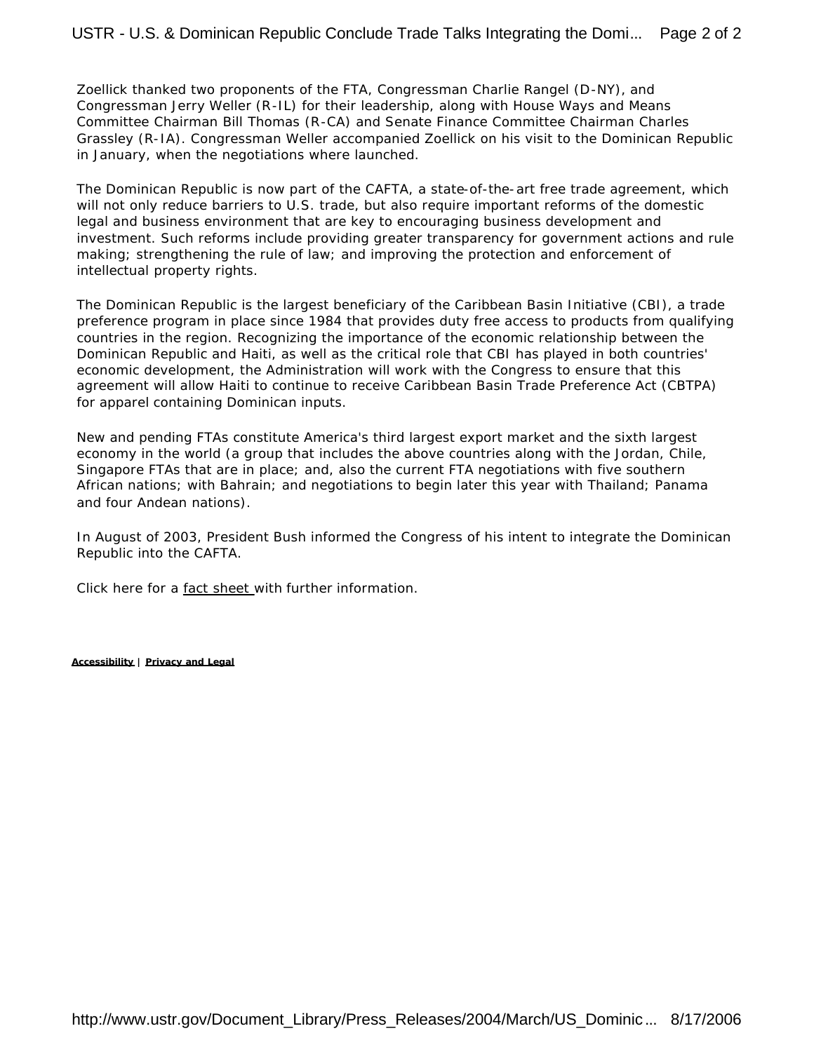Zoellick thanked two proponents of the FTA, Congressman Charlie Rangel (D-NY), and Congressman Jerry Weller (R-IL) for their leadership, along with House Ways and Means Committee Chairman Bill Thomas (R-CA) and Senate Finance Committee Chairman Charles Grassley (R-IA). Congressman Weller accompanied Zoellick on his visit to the Dominican Republic in January, when the negotiations where launched.

The Dominican Republic is now part of the CAFTA, a state-of-the-art free trade agreement, which will not only reduce barriers to U.S. trade, but also require important reforms of the domestic legal and business environment that are key to encouraging business development and investment. Such reforms include providing greater transparency for government actions and rule making; strengthening the rule of law; and improving the protection and enforcement of intellectual property rights.

The Dominican Republic is the largest beneficiary of the Caribbean Basin Initiative (CBI), a trade preference program in place since 1984 that provides duty free access to products from qualifying countries in the region. Recognizing the importance of the economic relationship between the Dominican Republic and Haiti, as well as the critical role that CBI has played in both countries' economic development, the Administration will work with the Congress to ensure that this agreement will allow Haiti to continue to receive Caribbean Basin Trade Preference Act (CBTPA) for apparel containing Dominican inputs.

New and pending FTAs constitute America's third largest export market and the sixth largest economy in the world (a group that includes the above countries along with the Jordan, Chile, Singapore FTAs that are in place; and, also the current FTA negotiations with five southern African nations; with Bahrain; and negotiations to begin later this year with Thailand; Panama and four Andean nations).

In August of 2003, President Bush informed the Congress of his intent to integrate the Dominican Republic into the CAFTA.

Click here for a fact sheet with further information.

Accessibility | Privacy and Legal